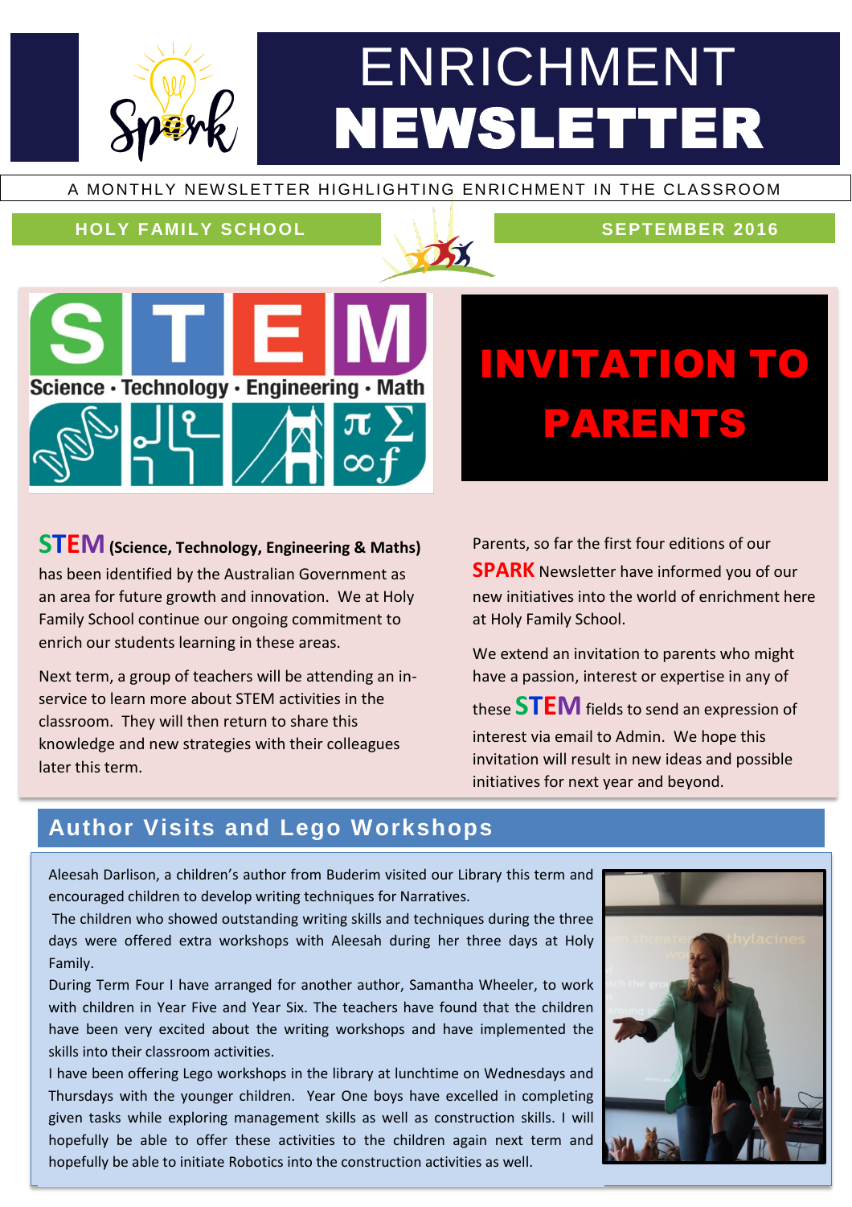# ENRICHMENT NEWSLETTER

A MONTHLY NEWSLETTER HIGHLIGHTING ENRICHMENT IN THE CLASSROOM

**HOLY FAMILY SCHOOL** | **SEPTEMBER 2016**

## INVITATION TO PARENTS

**STEM (Science, Technology, Engineering & Maths)** has been identified by the Australian Government as an area for future growth and innovation. We at Holy Family School continue our ongoing commitment to enrich our students learning in these areas.

Next term, a group of teachers will be attending an in-service to learn more about STEM activities in the classroom. They will then return to share this knowledge and new strategies with their colleagues later this term.

Parents, so far the first four editions of our **SPARK** Newsletter have informed you of our new initiatives into the world of enrichment here at Holy Family School.

We extend an invitation to parents who might have a passion, interest or expertise in any of these **STEM** fields to send an expression of interest via email to Admin. We hope this invitation will result in new ideas and possible initiatives for next year and beyond.

## Author Visits and Lego Workshops

Aleesah Darlison, a children's author from Buderim visited our Library this term and encouraged children to develop writing techniques for Narratives.

The children who showed outstanding writing skills and techniques during the three days were offered extra workshops with Aleesah during her three days at Holy Family.

During Term Four I have arranged for another author, Samantha Wheeler, to work with children in Year Five and Year Six. The teachers have found that the children have been very excited about the writing workshops and have implemented the skills into their classroom activities.

I have been offering Lego workshops in the library at lunchtime on Wednesdays and Thursdays with the younger children. Year One boys have excelled in completing given tasks while exploring management skills as well as construction skills. I will hopefully be able to offer these activities to the children again next term and hopefully be able to initiate Robotics into the construction activities as well.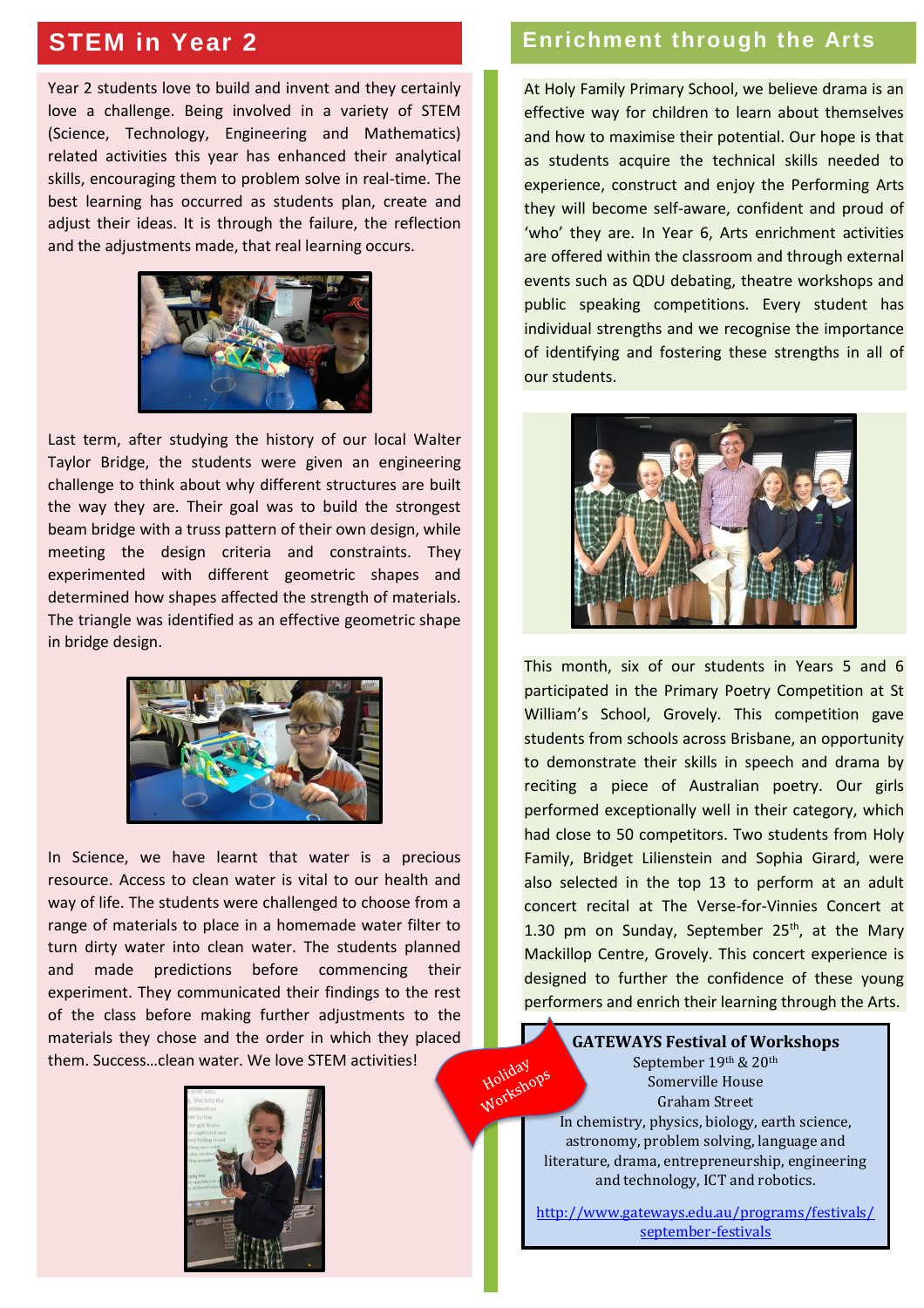## STEM in Year 2

Year 2 students love to build and invent and they certainly love a challenge. Being involved in a variety of STEM (Science, Technology, Engineering and Mathematics) related activities this year has enhanced their analytical skills, encouraging them to problem solve in real-time. The best learning has occurred as students plan, create and adjust their ideas. It is through the failure, the reflection and the adjustments made, that real learning occurs.

Last term, after studying the history of our local Walter Taylor Bridge, the students were given an engineering challenge to think about why different structures are built the way they are. Their goal was to build the strongest beam bridge with a truss pattern of their own design, while meeting the design criteria and constraints. They experimented with different geometric shapes and determined how shapes affected the strength of materials. The triangle was identified as an effective geometric shape in bridge design.

In Science, we have learnt that water is a precious resource. Access to clean water is vital to our health and way of life. The students were challenged to choose from a range of materials to place in a homemade water filter to turn dirty water into clean water. The students planned and made predictions before commencing their experiment. They communicated their findings to the rest of the class before making further adjustments to the materials they chose and the order in which they placed them. Success…clean water. We love STEM activities!

## Enrichment through the Arts

At Holy Family Primary School, we believe drama is an effective way for children to learn about themselves and how to maximise their potential. Our hope is that as students acquire the technical skills needed to experience, construct and enjoy the Performing Arts they will become self-aware, confident and proud of 'who' they are. In Year 6, Arts enrichment activities are offered within the classroom and through external events such as QDU debating, theatre workshops and public speaking competitions. Every student has individual strengths and we recognise the importance of identifying and fostering these strengths in all of our students.

This month, six of our students in Years 5 and 6 participated in the Primary Poetry Competition at St William's School, Grovely. This competition gave students from schools across Brisbane, an opportunity to demonstrate their skills in speech and drama by reciting a piece of Australian poetry. Our girls performed exceptionally well in their category, which had close to 50 competitors. Two students from Holy Family, Bridget Lilienstein and Sophia Girard, were also selected in the top 13 to perform at an adult concert recital at The Verse-for-Vinnies Concert at 1.30 pm on Sunday, September 25th, at the Mary Mackillop Centre, Grovely. This concert experience is designed to further the confidence of these young performers and enrich their learning through the Arts.

Holiday Workshops

**GATEWAYS Festival of Workshops**

September 19th & 20th
Somerville House
Graham Street
In chemistry, physics, biology, earth science, astronomy, problem solving, language and literature, drama, entrepreneurship, engineering and technology, ICT and robotics.

http://www.gateways.edu.au/programs/festivals/september-festivals